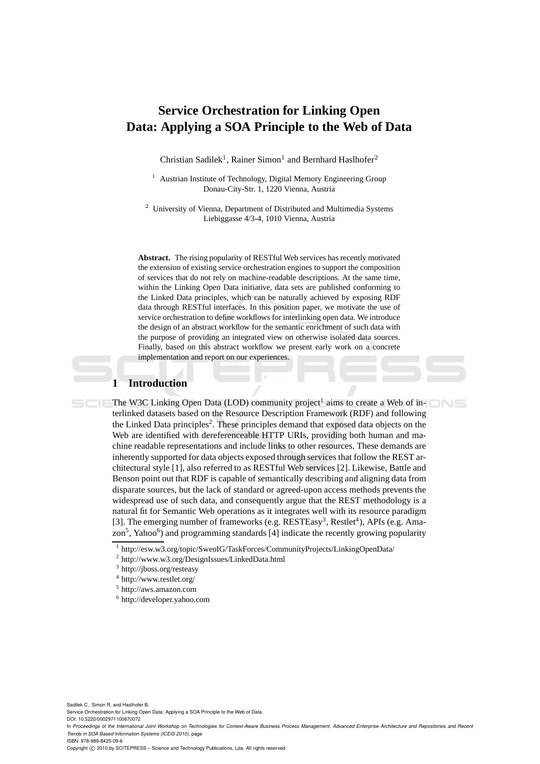# Service Orchestration for Linking Open Data: Applying a SOA Principle to the Web of Data

Christian Sadilek[1], Rainer Simon[1] and Bernhard Haslhofer[2]

[1] Austrian Institute of Technology, Digital Memory Engineering Group
Donau-City-Str. 1, 1220 Vienna, Austria

[2] University of Vienna, Department of Distributed and Multimedia Systems
Liebiggasse 4/3-4, 1010 Vienna, Austria

**Abstract.** The rising popularity of RESTful Web services has recently motivated the extension of existing service orchestration engines to support the composition of services that do not rely on machine-readable descriptions. At the same time, within the Linking Open Data initiative, data sets are published conforming to the Linked Data principles, which can be naturally achieved by exposing RDF data through RESTful interfaces. In this position paper, we motivate the use of service orchestration to define workflows for interlinking open data. We introduce the design of an abstract workflow for the semantic enrichment of such data with the purpose of providing an integrated view on otherwise isolated data sources. Finally, based on this abstract workflow we present early work on a concrete implementation and report on our experiences.

## 1 Introduction

The W3C Linking Open Data (LOD) community project[1] aims to create a Web of interlinked datasets based on the Resource Description Framework (RDF) and following the Linked Data principles[2]. These principles demand that exposed data objects on the Web are identified with dereferenceable HTTP URIs, providing both human and machine readable representations and include links to other resources. These demands are inherently supported for data objects exposed through services that follow the REST architectural style [1], also referred to as RESTful Web services [2]. Likewise, Battle and Benson point out that RDF is capable of semantically describing and aligning data from disparate sources, but the lack of standard or agreed-upon access methods prevents the widespread use of such data, and consequently argue that the REST methodology is a natural fit for Semantic Web operations as it integrates well with its resource paradigm [3]. The emerging number of frameworks (e.g. RESTEasy[3], Restlet[4]), APIs (e.g. Amazon[5], Yahoo[6]) and programming standards [4] indicate the recently growing popularity

[1] http://esw.w3.org/topic/SweoIG/TaskForces/CommunityProjects/LinkingOpenData/
[2] http://www.w3.org/DesignIssues/LinkedData.html
[3] http://jboss.org/resteasy
[4] http://www.restlet.org/
[5] http://aws.amazon.com
[6] http://developer.yahoo.com

Sadilek C., Simon R. and Haslhofer B.
Service Orchestration for Linking Open Data: Applying a SOA Principle to the Web of Data.
DOI: 10.5220/0002971100670072
In *Proceedings of the International Joint Workshop on Technologies for Context-Aware Business Process Management, Advanced Enterprise Architecture and Repositories and Recent Trends in SOA Based Information Systems (ICEIS 2010)*, page
ISBN: 978-989-8425-09-6
Copyright © 2010 by SCITEPRESS – Science and Technology Publications, Lda. All rights reserved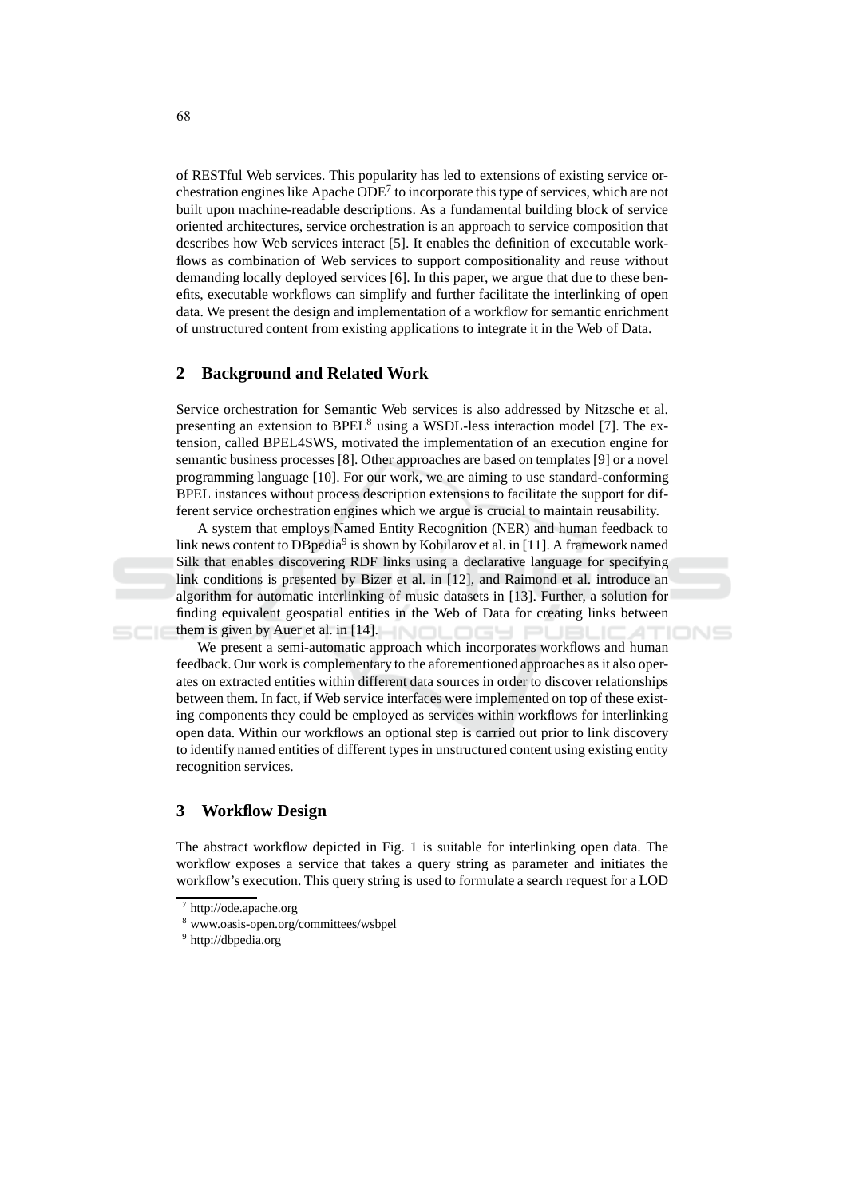of RESTful Web services. This popularity has led to extensions of existing service orchestration engines like Apache ODE[7] to incorporate this type of services, which are not built upon machine-readable descriptions. As a fundamental building block of service oriented architectures, service orchestration is an approach to service composition that describes how Web services interact [5]. It enables the definition of executable workflows as combination of Web services to support compositionality and reuse without demanding locally deployed services [6]. In this paper, we argue that due to these benefits, executable workflows can simplify and further facilitate the interlinking of open data. We present the design and implementation of a workflow for semantic enrichment of unstructured content from existing applications to integrate it in the Web of Data.

## 2 Background and Related Work

Service orchestration for Semantic Web services is also addressed by Nitzsche et al. presenting an extension to BPEL[8] using a WSDL-less interaction model [7]. The extension, called BPEL4SWS, motivated the implementation of an execution engine for semantic business processes [8]. Other approaches are based on templates [9] or a novel programming language [10]. For our work, we are aiming to use standard-conforming BPEL instances without process description extensions to facilitate the support for different service orchestration engines which we argue is crucial to maintain reusability.

A system that employs Named Entity Recognition (NER) and human feedback to link news content to DBpedia[9] is shown by Kobilarov et al. in [11]. A framework named Silk that enables discovering RDF links using a declarative language for specifying link conditions is presented by Bizer et al. in [12], and Raimond et al. introduce an algorithm for automatic interlinking of music datasets in [13]. Further, a solution for finding equivalent geospatial entities in the Web of Data for creating links between them is given by Auer et al. in [14].

We present a semi-automatic approach which incorporates workflows and human feedback. Our work is complementary to the aforementioned approaches as it also operates on extracted entities within different data sources in order to discover relationships between them. In fact, if Web service interfaces were implemented on top of these existing components they could be employed as services within workflows for interlinking open data. Within our workflows an optional step is carried out prior to link discovery to identify named entities of different types in unstructured content using existing entity recognition services.

## 3 Workflow Design

The abstract workflow depicted in Fig. 1 is suitable for interlinking open data. The workflow exposes a service that takes a query string as parameter and initiates the workflow's execution. This query string is used to formulate a search request for a LOD

[7] http://ode.apache.org

[8] www.oasis-open.org/committees/wsbpel

[9] http://dbpedia.org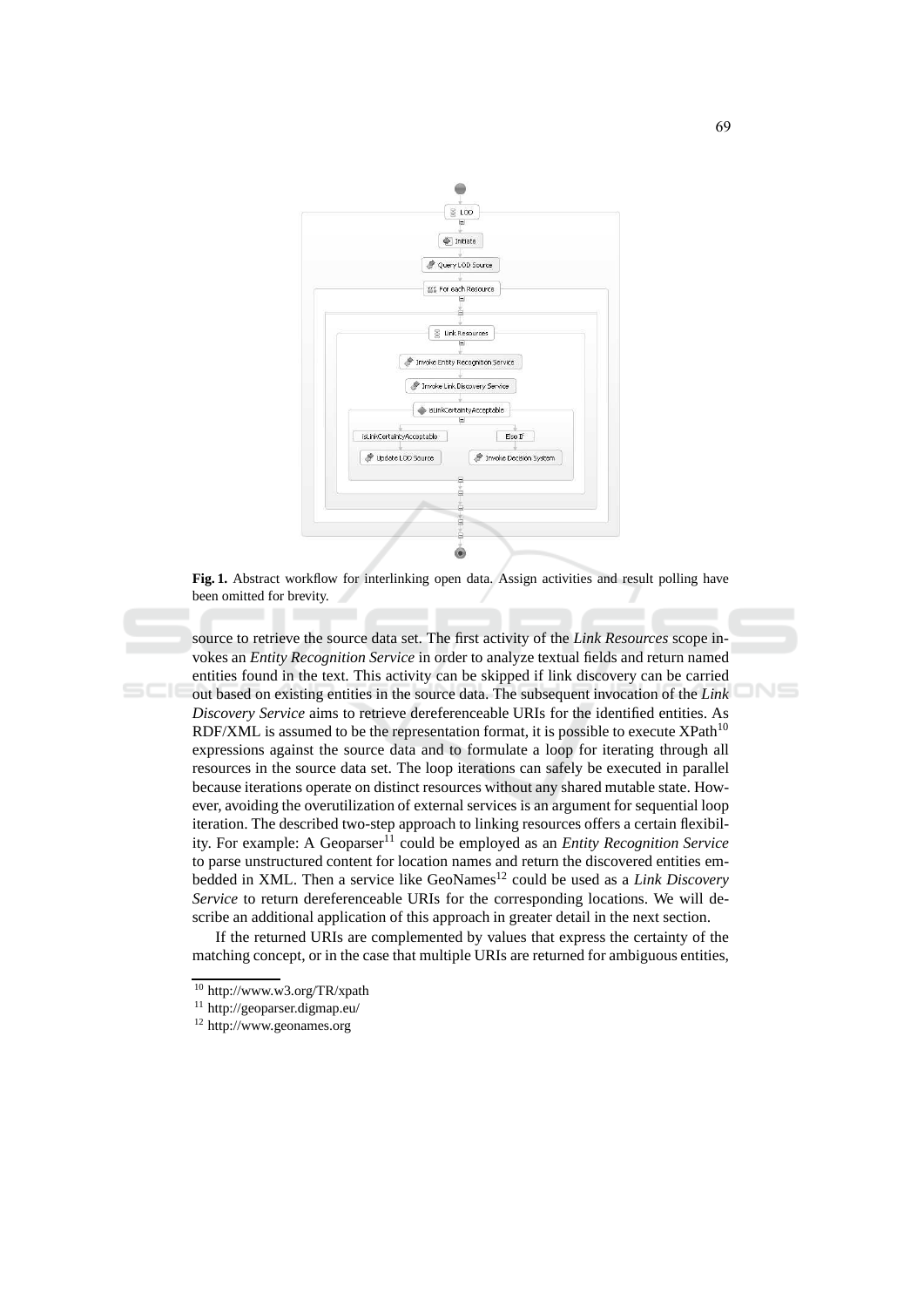**Fig. 1.** Abstract workflow for interlinking open data. Assign activities and result polling have been omitted for brevity.

source to retrieve the source data set. The first activity of the *Link Resources* scope invokes an *Entity Recognition Service* in order to analyze textual fields and return named entities found in the text. This activity can be skipped if link discovery can be carried out based on existing entities in the source data. The subsequent invocation of the *Link Discovery Service* aims to retrieve dereferenceable URIs for the identified entities. As RDF/XML is assumed to be the representation format, it is possible to execute XPath[10] expressions against the source data and to formulate a loop for iterating through all resources in the source data set. The loop iterations can safely be executed in parallel because iterations operate on distinct resources without any shared mutable state. However, avoiding the overutilization of external services is an argument for sequential loop iteration. The described two-step approach to linking resources offers a certain flexibility. For example: A Geoparser[11] could be employed as an *Entity Recognition Service* to parse unstructured content for location names and return the discovered entities embedded in XML. Then a service like GeoNames[12] could be used as a *Link Discovery Service* to return dereferenceable URIs for the corresponding locations. We will describe an additional application of this approach in greater detail in the next section.

If the returned URIs are complemented by values that express the certainty of the matching concept, or in the case that multiple URIs are returned for ambiguous entities,

[10] http://www.w3.org/TR/xpath

[11] http://geoparser.digmap.eu/

[12] http://www.geonames.org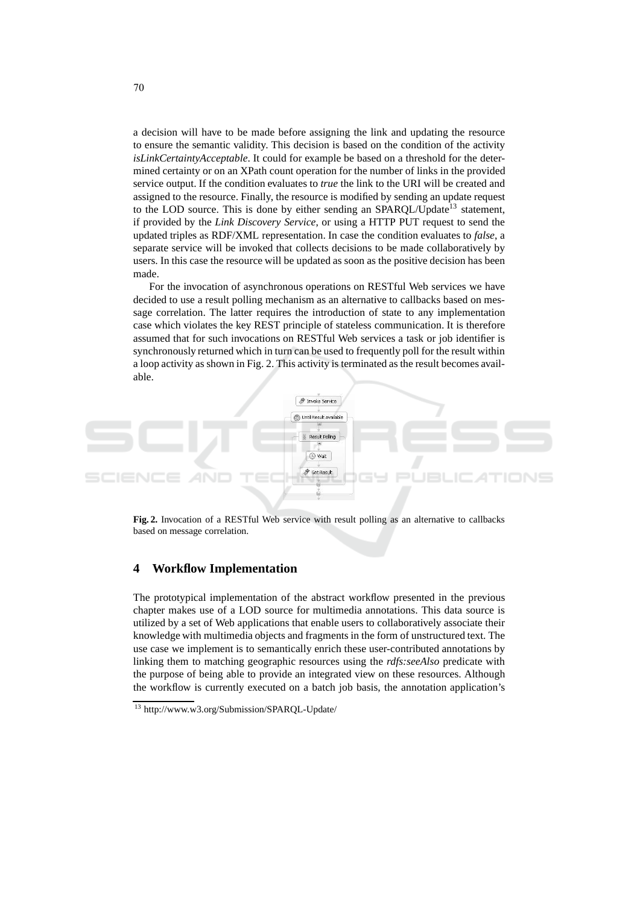a decision will have to be made before assigning the link and updating the resource to ensure the semantic validity. This decision is based on the condition of the activity *isLinkCertaintyAcceptable*. It could for example be based on a threshold for the determined certainty or on an XPath count operation for the number of links in the provided service output. If the condition evaluates to *true* the link to the URI will be created and assigned to the resource. Finally, the resource is modified by sending an update request to the LOD source. This is done by either sending an SPARQL/Update[13] statement, if provided by the *Link Discovery Service*, or using a HTTP PUT request to send the updated triples as RDF/XML representation. In case the condition evaluates to *false*, a separate service will be invoked that collects decisions to be made collaboratively by users. In this case the resource will be updated as soon as the positive decision has been made.

For the invocation of asynchronous operations on RESTful Web services we have decided to use a result polling mechanism as an alternative to callbacks based on message correlation. The latter requires the introduction of state to any implementation case which violates the key REST principle of stateless communication. It is therefore assumed that for such invocations on RESTful Web services a task or job identifier is synchronously returned which in turn can be used to frequently poll for the result within a loop activity as shown in Fig. 2. This activity is terminated as the result becomes available.

**Fig. 2.** Invocation of a RESTful Web service with result polling as an alternative to callbacks based on message correlation.

## 4 Workflow Implementation

The prototypical implementation of the abstract workflow presented in the previous chapter makes use of a LOD source for multimedia annotations. This data source is utilized by a set of Web applications that enable users to collaboratively associate their knowledge with multimedia objects and fragments in the form of unstructured text. The use case we implement is to semantically enrich these user-contributed annotations by linking them to matching geographic resources using the *rdfs:seeAlso* predicate with the purpose of being able to provide an integrated view on these resources. Although the workflow is currently executed on a batch job basis, the annotation application's

[13] http://www.w3.org/Submission/SPARQL-Update/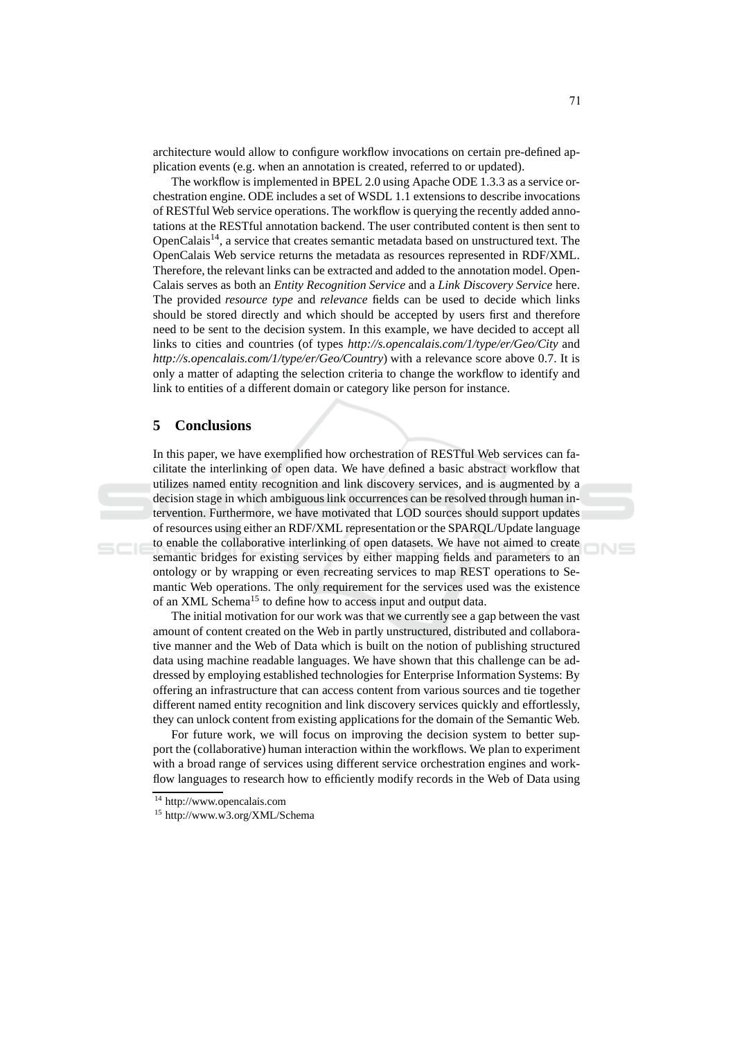architecture would allow to configure workflow invocations on certain pre-defined application events (e.g. when an annotation is created, referred to or updated).

The workflow is implemented in BPEL 2.0 using Apache ODE 1.3.3 as a service orchestration engine. ODE includes a set of WSDL 1.1 extensions to describe invocations of RESTful Web service operations. The workflow is querying the recently added annotations at the RESTful annotation backend. The user contributed content is then sent to OpenCalais[14], a service that creates semantic metadata based on unstructured text. The OpenCalais Web service returns the metadata as resources represented in RDF/XML. Therefore, the relevant links can be extracted and added to the annotation model. OpenCalais serves as both an *Entity Recognition Service* and a *Link Discovery Service* here. The provided *resource type* and *relevance* fields can be used to decide which links should be stored directly and which should be accepted by users first and therefore need to be sent to the decision system. In this example, we have decided to accept all links to cities and countries (of types *http://s.opencalais.com/1/type/er/Geo/City* and *http://s.opencalais.com/1/type/er/Geo/Country*) with a relevance score above 0.7. It is only a matter of adapting the selection criteria to change the workflow to identify and link to entities of a different domain or category like person for instance.

## 5 Conclusions

In this paper, we have exemplified how orchestration of RESTful Web services can facilitate the interlinking of open data. We have defined a basic abstract workflow that utilizes named entity recognition and link discovery services, and is augmented by a decision stage in which ambiguous link occurrences can be resolved through human intervention. Furthermore, we have motivated that LOD sources should support updates of resources using either an RDF/XML representation or the SPARQL/Update language to enable the collaborative interlinking of open datasets. We have not aimed to create semantic bridges for existing services by either mapping fields and parameters to an ontology or by wrapping or even recreating services to map REST operations to Semantic Web operations. The only requirement for the services used was the existence of an XML Schema[15] to define how to access input and output data.

The initial motivation for our work was that we currently see a gap between the vast amount of content created on the Web in partly unstructured, distributed and collaborative manner and the Web of Data which is built on the notion of publishing structured data using machine readable languages. We have shown that this challenge can be addressed by employing established technologies for Enterprise Information Systems: By offering an infrastructure that can access content from various sources and tie together different named entity recognition and link discovery services quickly and effortlessly, they can unlock content from existing applications for the domain of the Semantic Web.

For future work, we will focus on improving the decision system to better support the (collaborative) human interaction within the workflows. We plan to experiment with a broad range of services using different service orchestration engines and workflow languages to research how to efficiently modify records in the Web of Data using

[14] http://www.opencalais.com

[15] http://www.w3.org/XML/Schema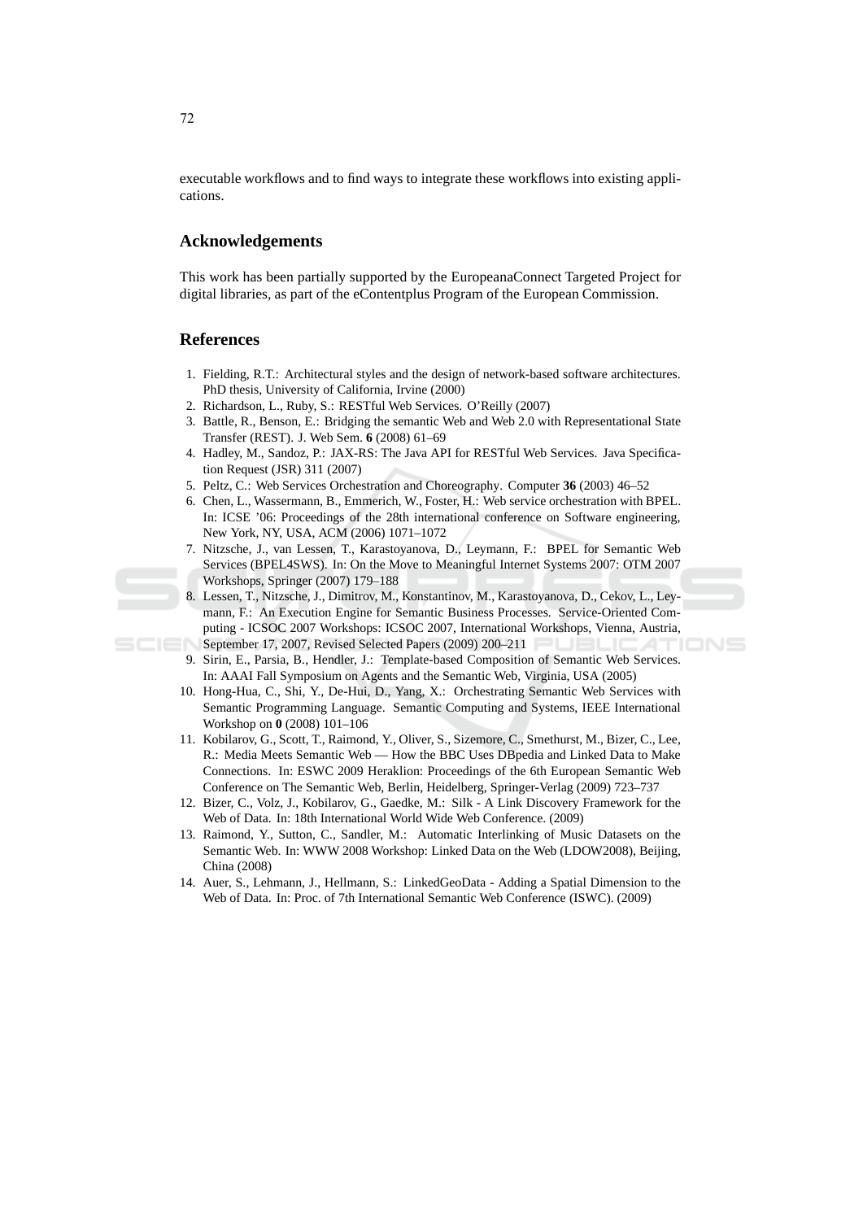executable workflows and to find ways to integrate these workflows into existing applications.

## Acknowledgements

This work has been partially supported by the EuropeanaConnect Targeted Project for digital libraries, as part of the eContentplus Program of the European Commission.

## References

1. Fielding, R.T.: Architectural styles and the design of network-based software architectures. PhD thesis, University of California, Irvine (2000)
2. Richardson, L., Ruby, S.: RESTful Web Services. O'Reilly (2007)
3. Battle, R., Benson, E.: Bridging the semantic Web and Web 2.0 with Representational State Transfer (REST). J. Web Sem. **6** (2008) 61–69
4. Hadley, M., Sandoz, P.: JAX-RS: The Java API for RESTful Web Services. Java Specification Request (JSR) 311 (2007)
5. Peltz, C.: Web Services Orchestration and Choreography. Computer **36** (2003) 46–52
6. Chen, L., Wassermann, B., Emmerich, W., Foster, H.: Web service orchestration with BPEL. In: ICSE '06: Proceedings of the 28th international conference on Software engineering, New York, NY, USA, ACM (2006) 1071–1072
7. Nitzsche, J., van Lessen, T., Karastoyanova, D., Leymann, F.: BPEL for Semantic Web Services (BPEL4SWS). In: On the Move to Meaningful Internet Systems 2007: OTM 2007 Workshops, Springer (2007) 179–188
8. Lessen, T., Nitzsche, J., Dimitrov, M., Konstantinov, M., Karastoyanova, D., Cekov, L., Leymann, F.: An Execution Engine for Semantic Business Processes. Service-Oriented Computing - ICSOC 2007 Workshops: ICSOC 2007, International Workshops, Vienna, Austria, September 17, 2007, Revised Selected Papers (2009) 200–211
9. Sirin, E., Parsia, B., Hendler, J.: Template-based Composition of Semantic Web Services. In: AAAI Fall Symposium on Agents and the Semantic Web, Virginia, USA (2005)
10. Hong-Hua, C., Shi, Y., De-Hui, D., Yang, X.: Orchestrating Semantic Web Services with Semantic Programming Language. Semantic Computing and Systems, IEEE International Workshop on **0** (2008) 101–106
11. Kobilarov, G., Scott, T., Raimond, Y., Oliver, S., Sizemore, C., Smethurst, M., Bizer, C., Lee, R.: Media Meets Semantic Web — How the BBC Uses DBpedia and Linked Data to Make Connections. In: ESWC 2009 Heraklion: Proceedings of the 6th European Semantic Web Conference on The Semantic Web, Berlin, Heidelberg, Springer-Verlag (2009) 723–737
12. Bizer, C., Volz, J., Kobilarov, G., Gaedke, M.: Silk - A Link Discovery Framework for the Web of Data. In: 18th International World Wide Web Conference. (2009)
13. Raimond, Y., Sutton, C., Sandler, M.: Automatic Interlinking of Music Datasets on the Semantic Web. In: WWW 2008 Workshop: Linked Data on the Web (LDOW2008), Beijing, China (2008)
14. Auer, S., Lehmann, J., Hellmann, S.: LinkedGeoData - Adding a Spatial Dimension to the Web of Data. In: Proc. of 7th International Semantic Web Conference (ISWC). (2009)